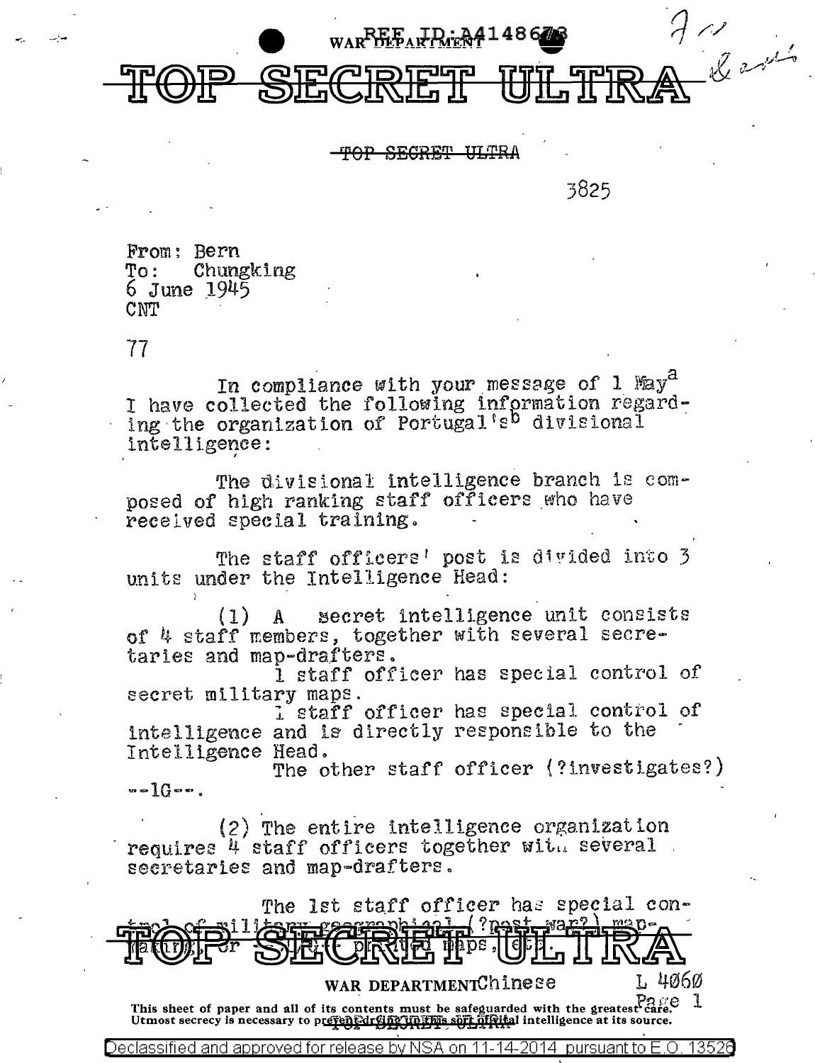TOP SECRET ULTRA

3825

From: Bern
To: Chungking
6 June 1945
CNT

77

In compliance with your message of 1 May[a] I have collected the following information regarding the organization of Portugal's[b] divisional intelligence:

The divisional intelligence branch is composed of high ranking staff officers who have received special training.

The staff officers' post is divided into 3 units under the Intelligence Head:

(1) A secret intelligence unit consists of 4 staff members, together with several secretaries and map-drafters.

1 staff officer has special control of secret military maps.

1 staff officer has special control of intelligence and is directly responsible to the Intelligence Head.

The other staff officer (?investigates?) --1G--.

(2) The entire intelligence organization requires 4 staff officers together with several secretaries and map-drafters.

The 1st staff officer has special control of military geographical (?post war?) map-making, or ... printed maps, etc.

WAR DEPARTMENT Chinese L 4060

This sheet of paper and all of its contents must be safeguarded with the greatest care. Utmost secrecy is necessary to prevent drying up this sort of vital intelligence at its source.

Declassified and approved for release by NSA on 11-14-2014 pursuant to E.O. 13526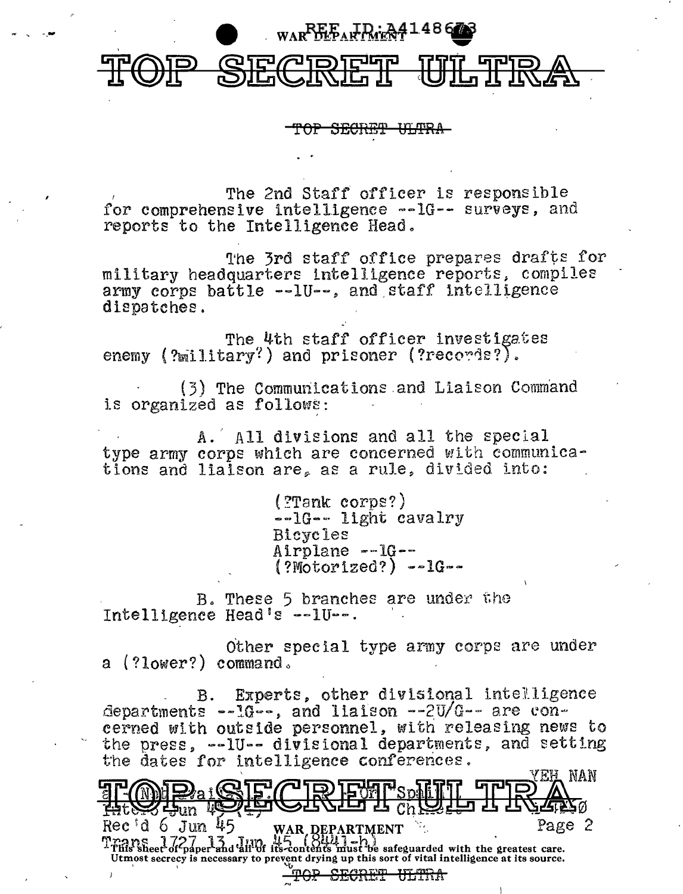TOP SECRET ULTRA

The 2nd Staff officer is responsible for comprehensive intelligence --1G-- surveys, and reports to the Intelligence Head.

The 3rd staff office prepares drafts for military headquarters intelligence reports, compiles army corps battle --1U--, and staff intelligence dispatches.

The 4th staff officer investigates enemy (?military?) and prisoner (?records?).

(3) The Communications and Liaison Command is organized as follows:

A. All divisions and all the special type army corps which are concerned with communications and liaison are, as a rule, divided into:

(?Tank corps?)
--1G-- light cavalry
Bicycles
Airplane --1G--
(?Motorized?) --1G--

B. These 5 branches are under the Intelligence Head's --1U--.

Other special type army corps are under a (?lower?) command.

B. Experts, other divisional intelligence departments --1G--, and liaison --2U/G-- are concerned with outside personnel, with releasing news to the press, --1U-- divisional departments, and setting the dates for intelligence conferences.

YEH NAN

Rec'd 6 Jun 45

Trans 1727 13 Jun 45 (8441-h)

This sheet of paper and all of its contents must be safeguarded with the greatest care. Utmost secrecy is necessary to prevent drying up this sort of vital intelligence at its source.